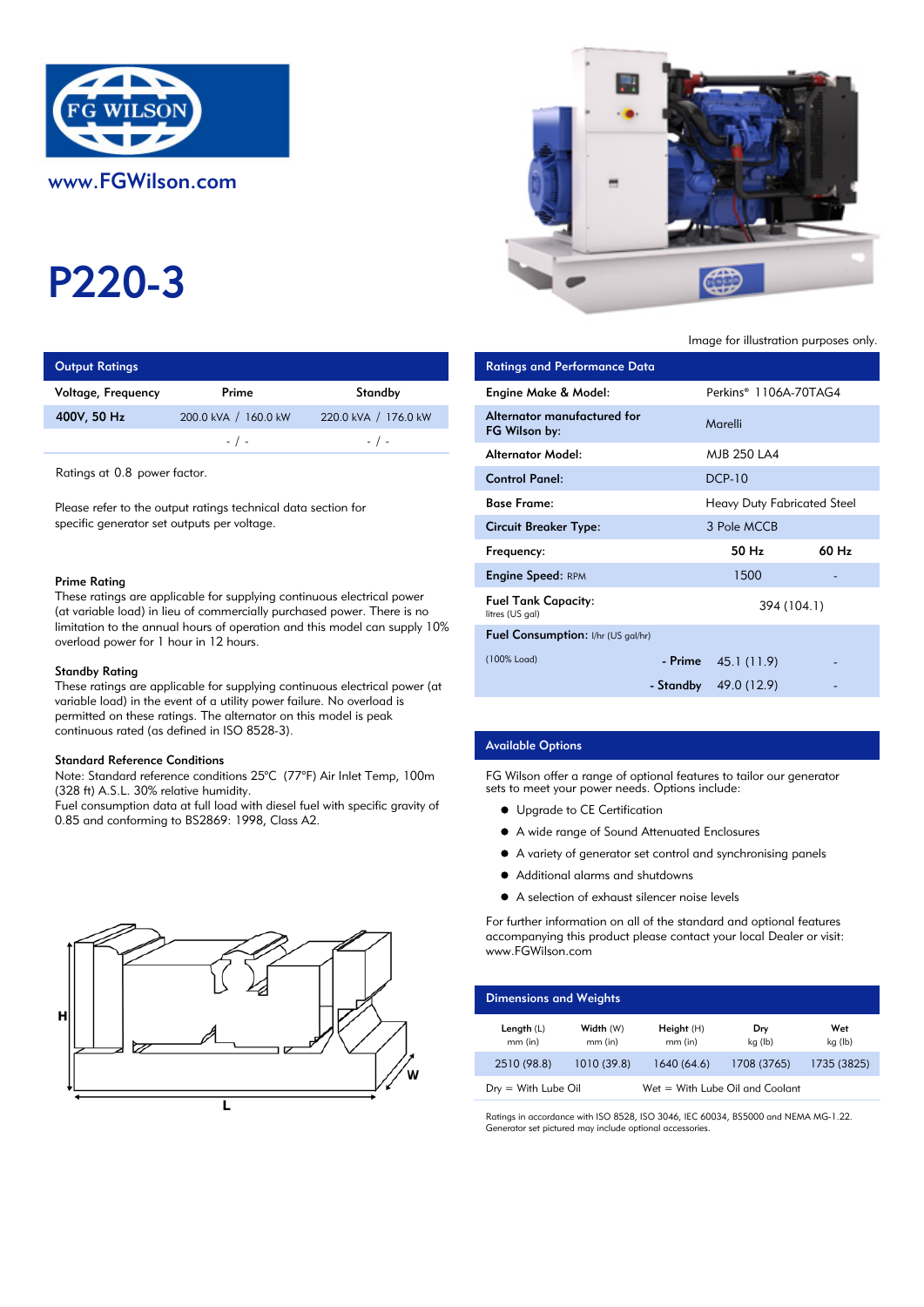www.FGWilson.com

# P220-3

Image for illustration purposes only.

## Output Ratings

| Voltage, Frequency | Prime | Standby |
|---|---|---|
| 400V, 50 Hz | 200.0 kVA / 160.0 kW | 220.0 kVA / 176.0 kW |
| | - / - | - / - |

Ratings at 0.8 power factor.

Please refer to the output ratings technical data section for specific generator set outputs per voltage.

### Prime Rating

These ratings are applicable for supplying continuous electrical power (at variable load) in lieu of commercially purchased power. There is no limitation to the annual hours of operation and this model can supply 10% overload power for 1 hour in 12 hours.

### Standby Rating

These ratings are applicable for supplying continuous electrical power (at variable load) in the event of a utility power failure. No overload is permitted on these ratings. The alternator on this model is peak continuous rated (as defined in ISO 8528-3).

### Standard Reference Conditions

Note: Standard reference conditions 25°C (77°F) Air Inlet Temp, 100m (328 ft) A.S.L. 30% relative humidity.
Fuel consumption data at full load with diesel fuel with specific gravity of 0.85 and conforming to BS2869: 1998, Class A2.

## Ratings and Performance Data

| | | |
|---|---|---|
| Engine Make & Model: | Perkins® 1106A-70TAG4 | |
| Alternator manufactured for FG Wilson by: | Marelli | |
| Alternator Model: | MJB 250 LA4 | |
| Control Panel: | DCP-10 | |
| Base Frame: | Heavy Duty Fabricated Steel | |
| Circuit Breaker Type: | 3 Pole MCCB | |
| Frequency: | 50 Hz | 60 Hz |
| Engine Speed: RPM | 1500 | - |
| Fuel Tank Capacity: litres (US gal) | 394 (104.1) | |
| Fuel Consumption: l/hr (US gal/hr) | | |
| (100% Load) - Prime | 45.1 (11.9) | - |
| - Standby | 49.0 (12.9) | - |

## Available Options

FG Wilson offer a range of optional features to tailor our generator sets to meet your power needs. Options include:

- Upgrade to CE Certification
- A wide range of Sound Attenuated Enclosures
- A variety of generator set control and synchronising panels
- Additional alarms and shutdowns
- A selection of exhaust silencer noise levels

For further information on all of the standard and optional features accompanying this product please contact your local Dealer or visit: www.FGWilson.com

## Dimensions and Weights

| Length (L) mm (in) | Width (W) mm (in) | Height (H) mm (in) | Dry kg (lb) | Wet kg (lb) |
|---|---|---|---|---|
| 2510 (98.8) | 1010 (39.8) | 1640 (64.6) | 1708 (3765) | 1735 (3825) |

Dry = With Lube Oil  Wet = With Lube Oil and Coolant

Ratings in accordance with ISO 8528, ISO 3046, IEC 60034, BS5000 and NEMA MG-1.22.
Generator set pictured may include optional accessories.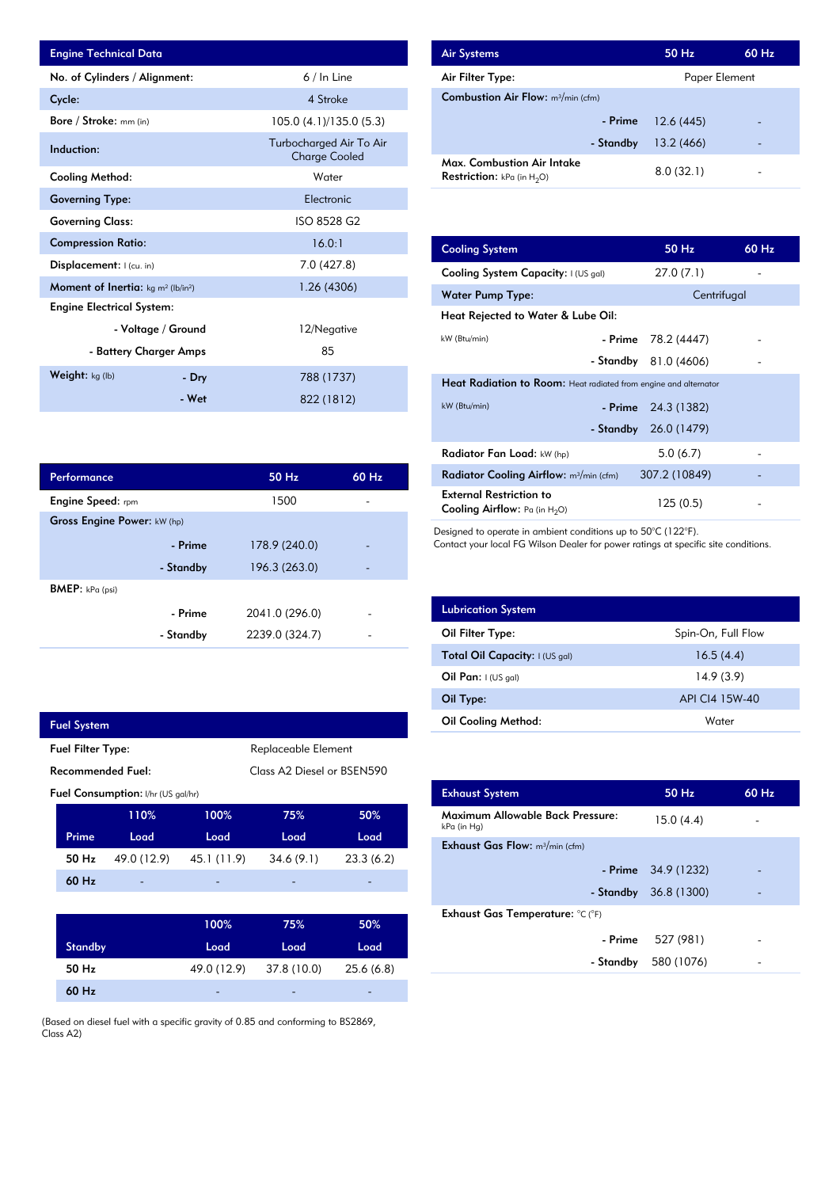| Engine Technical Data | | |
|---|---|---|
| No. of Cylinders / Alignment: | | 6 / In Line |
| Cycle: | | 4 Stroke |
| Bore / Stroke: mm (in) | | 105.0 (4.1)/135.0 (5.3) |
| Induction: | | Turbocharged Air To Air Charge Cooled |
| Cooling Method: | | Water |
| Governing Type: | | Electronic |
| Governing Class: | | ISO 8528 G2 |
| Compression Ratio: | | 16.0:1 |
| Displacement: l (cu. in) | | 7.0 (427.8) |
| Moment of Inertia: kg m² (lb/in²) | | 1.26 (4306) |
| Engine Electrical System: | | |
| | - Voltage / Ground | 12/Negative |
| | - Battery Charger Amps | 85 |
| Weight: kg (lb) | - Dry | 788 (1737) |
| | - Wet | 822 (1812) |

| Performance | | 50 Hz | 60 Hz |
|---|---|---|---|
| Engine Speed: rpm | | 1500 | - |
| Gross Engine Power: kW (hp) | | | |
| | - Prime | 178.9 (240.0) | - |
| | - Standby | 196.3 (263.0) | - |
| BMEP: kPa (psi) | | | |
| | - Prime | 2041.0 (296.0) | - |
| | - Standby | 2239.0 (324.7) | - |

| Fuel System | |
|---|---|
| Fuel Filter Type: | Replaceable Element |
| Recommended Fuel: | Class A2 Diesel or BSEN590 |

Fuel Consumption: l/hr (US gal/hr)

| Prime | 110% Load | 100% Load | 75% Load | 50% Load |
|---|---|---|---|---|
| 50 Hz | 49.0 (12.9) | 45.1 (11.9) | 34.6 (9.1) | 23.3 (6.2) |
| 60 Hz | - | - | - | - |

| Standby | 100% Load | 75% Load | 50% Load |
|---|---|---|---|
| 50 Hz | 49.0 (12.9) | 37.8 (10.0) | 25.6 (6.8) |
| 60 Hz | - | - | - |

(Based on diesel fuel with a specific gravity of 0.85 and conforming to BS2869, Class A2)

| Air Systems | | 50 Hz | 60 Hz |
|---|---|---|---|
| Air Filter Type: | | Paper Element | |
| Combustion Air Flow: m³/min (cfm) | | | |
| | - Prime | 12.6 (445) | - |
| | - Standby | 13.2 (466) | - |
| Max. Combustion Air Intake Restriction: kPa (in $H_2O$) | | 8.0 (32.1) | - |

| Cooling System | | 50 Hz | 60 Hz |
|---|---|---|---|
| Cooling System Capacity: l (US gal) | | 27.0 (7.1) | - |
| Water Pump Type: | | Centrifugal | |
| Heat Rejected to Water & Lube Oil: | | | |
| kW (Btu/min) | - Prime | 78.2 (4447) | - |
| | - Standby | 81.0 (4606) | - |
| Heat Radiation to Room: Heat radiated from engine and alternator | | | |
| kW (Btu/min) | - Prime | 24.3 (1382) | - |
| | - Standby | 26.0 (1479) | - |
| Radiator Fan Load: kW (hp) | | 5.0 (6.7) | - |
| Radiator Cooling Airflow: m³/min (cfm) | | 307.2 (10849) | - |
| External Restriction to Cooling Airflow: Pa (in $H_2O$) | | 125 (0.5) | - |

Designed to operate in ambient conditions up to 50°C (122°F).
Contact your local FG Wilson Dealer for power ratings at specific site conditions.

| Lubrication System | |
|---|---|
| Oil Filter Type: | Spin-On, Full Flow |
| Total Oil Capacity: l (US gal) | 16.5 (4.4) |
| Oil Pan: l (US gal) | 14.9 (3.9) |
| Oil Type: | API CI4 15W-40 |
| Oil Cooling Method: | Water |

| Exhaust System | | 50 Hz | 60 Hz |
|---|---|---|---|
| Maximum Allowable Back Pressure: kPa (in Hg) | | 15.0 (4.4) | - |
| Exhaust Gas Flow: m³/min (cfm) | | | |
| | - Prime | 34.9 (1232) | - |
| | - Standby | 36.8 (1300) | - |
| Exhaust Gas Temperature: °C (°F) | | | |
| | - Prime | 527 (981) | - |
| | - Standby | 580 (1076) | - |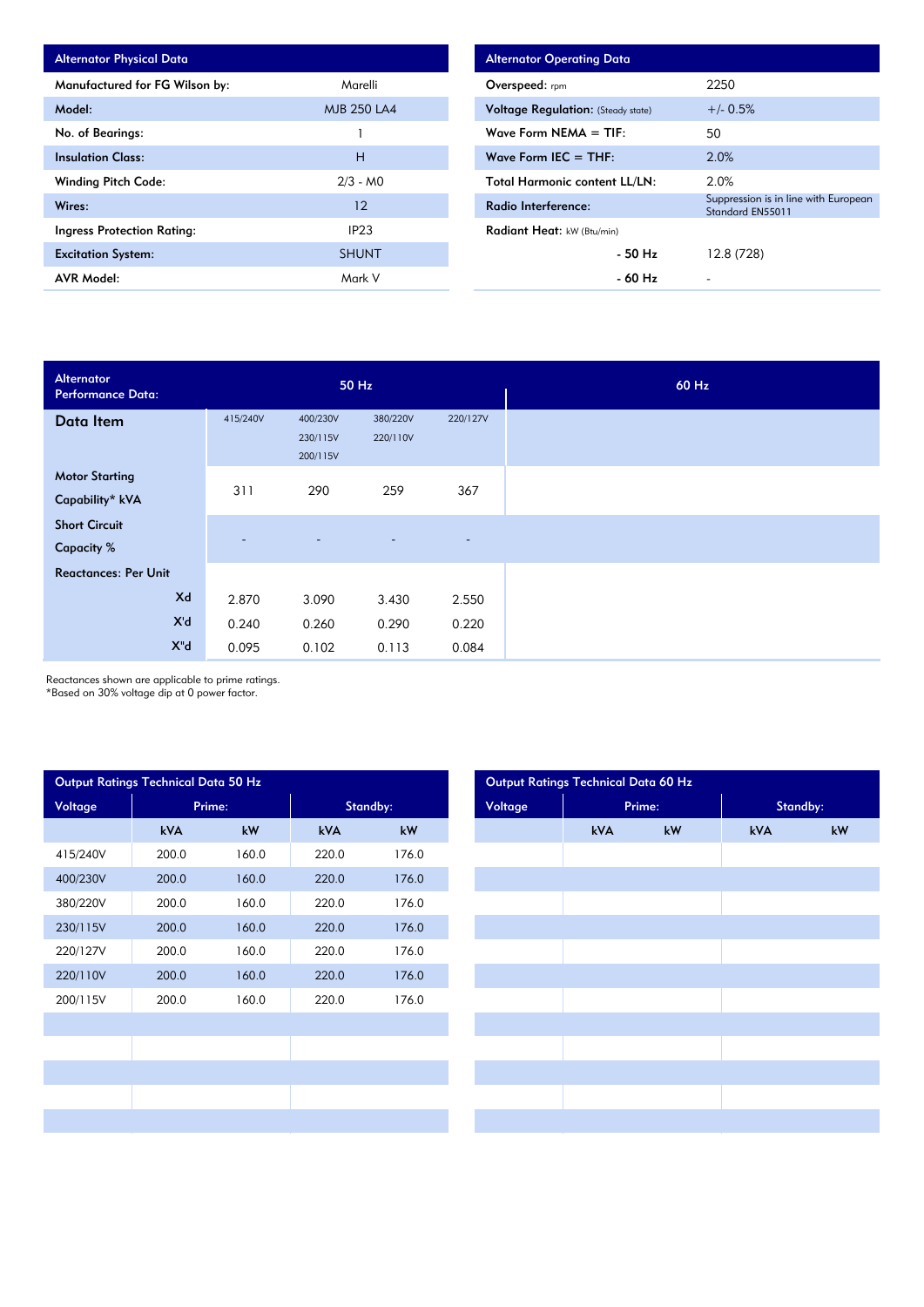| Alternator Physical Data | |
|---|---|
| Manufactured for FG Wilson by: | Marelli |
| Model: | MJB 250 LA4 |
| No. of Bearings: | 1 |
| Insulation Class: | H |
| Winding Pitch Code: | 2/3 - M0 |
| Wires: | 12 |
| Ingress Protection Rating: | IP23 |
| Excitation System: | SHUNT |
| AVR Model: | Mark V |

| Alternator Operating Data | |
|---|---|
| Overspeed: rpm | 2250 |
| Voltage Regulation: (Steady state) | +/- 0.5% |
| Wave Form NEMA = TIF: | 50 |
| Wave Form IEC = THF: | 2.0% |
| Total Harmonic content LL/LN: | 2.0% |
| Radio Interference: | Suppression is in line with European Standard EN55011 |
| Radiant Heat: kW (Btu/min) | |
| - 50 Hz | 12.8 (728) |
| - 60 Hz | - |

| Alternator Performance Data: | 50 Hz | | | | 60 Hz |
|---|---|---|---|---|---|
| Data Item | 415/240V | 400/230V 230/115V 200/115V | 380/220V 220/110V | 220/127V | |
| Motor Starting Capability* kVA | 311 | 290 | 259 | 367 | |
| Short Circuit Capacity % | - | - | - | - | |
| Reactances: Per Unit | | | | | |
| Xd | 2.870 | 3.090 | 3.430 | 2.550 | |
| X'd | 0.240 | 0.260 | 0.290 | 0.220 | |
| X"d | 0.095 | 0.102 | 0.113 | 0.084 | |

Reactances shown are applicable to prime ratings.
*Based on 30% voltage dip at 0 power factor.

| Output Ratings Technical Data 50 Hz | | | | |
|---|---|---|---|---|
| Voltage | Prime: | | Standby: | |
| | kVA | kW | kVA | kW |
| 415/240V | 200.0 | 160.0 | 220.0 | 176.0 |
| 400/230V | 200.0 | 160.0 | 220.0 | 176.0 |
| 380/220V | 200.0 | 160.0 | 220.0 | 176.0 |
| 230/115V | 200.0 | 160.0 | 220.0 | 176.0 |
| 220/127V | 200.0 | 160.0 | 220.0 | 176.0 |
| 220/110V | 200.0 | 160.0 | 220.0 | 176.0 |
| 200/115V | 200.0 | 160.0 | 220.0 | 176.0 |

| Output Ratings Technical Data 60 Hz | | | | |
|---|---|---|---|---|
| Voltage | Prime: | | Standby: | |
| | kVA | kW | kVA | kW |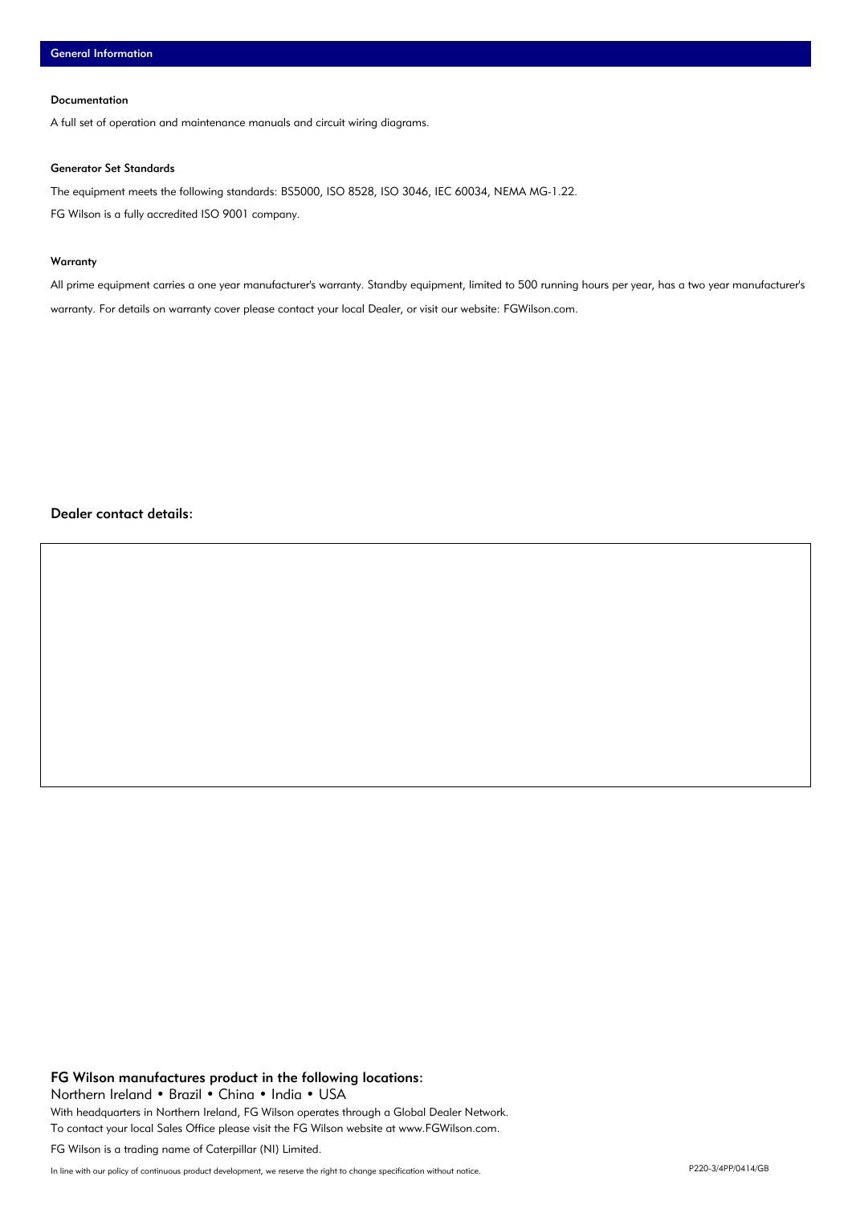## General Information

### Documentation

A full set of operation and maintenance manuals and circuit wiring diagrams.

### Generator Set Standards

The equipment meets the following standards: BS5000, ISO 8528, ISO 3046, IEC 60034, NEMA MG-1.22.

FG Wilson is a fully accredited ISO 9001 company.

### Warranty

All prime equipment carries a one year manufacturer's warranty. Standby equipment, limited to 500 running hours per year, has a two year manufacturer's warranty. For details on warranty cover please contact your local Dealer, or visit our website: FGWilson.com.

## Dealer contact details:

**FG Wilson manufactures product in the following locations:**

Northern Ireland • Brazil • China • India • USA

With headquarters in Northern Ireland, FG Wilson operates through a Global Dealer Network.
To contact your local Sales Office please visit the FG Wilson website at www.FGWilson.com.

FG Wilson is a trading name of Caterpillar (NI) Limited.

In line with our policy of continuous product development, we reserve the right to change specification without notice.

P220-3/4PP/0414/GB